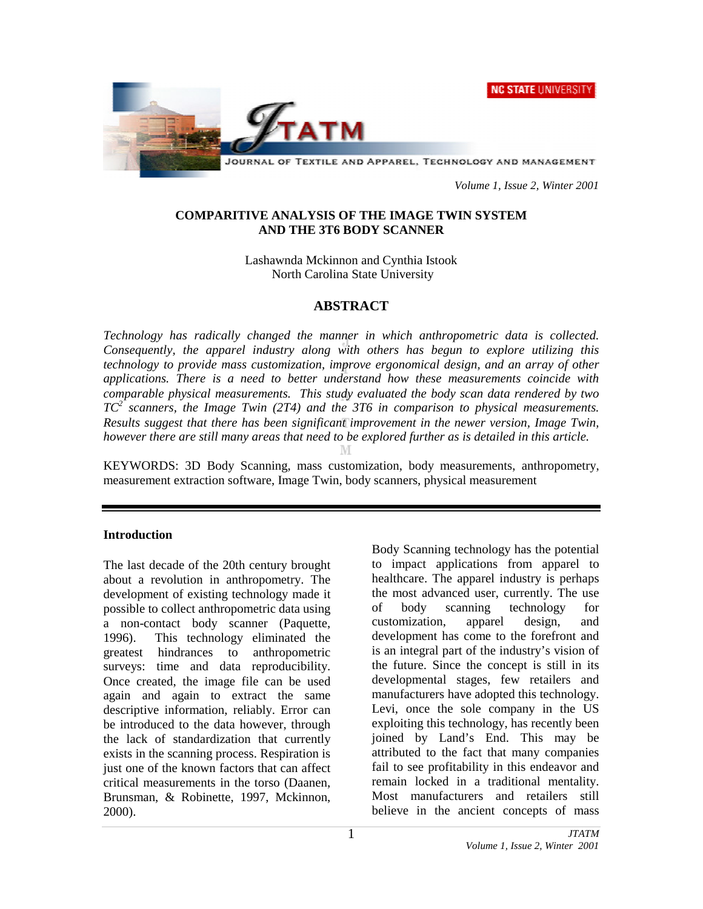# COMPARITIVE ANALYSIS OF THE IMAGE TWIN SYSTEM AND THE 3T6 BODY SCANNER

Lashawnda Mckinnon and Cynthia Istook
North Carolina State University

## ABSTRACT

*Technology has radically changed the manner in which anthropometric data is collected. Consequently, the apparel industry along with others has begun to explore utilizing this technology to provide mass customization, improve ergonomical design, and an array of other applications. There is a need to better understand how these measurements coincide with comparable physical measurements. This study evaluated the body scan data rendered by two $TC^2$ scanners, the Image Twin (2T4) and the 3T6 in comparison to physical measurements. Results suggest that there has been significant improvement in the newer version, Image Twin, however there are still many areas that need to be explored further as is detailed in this article.*

KEYWORDS: 3D Body Scanning, mass customization, body measurements, anthropometry, measurement extraction software, Image Twin, body scanners, physical measurement

## Introduction

The last decade of the 20th century brought about a revolution in anthropometry. The development of existing technology made it possible to collect anthropometric data using a non-contact body scanner (Paquette, 1996). This technology eliminated the greatest hindrances to anthropometric surveys: time and data reproducibility. Once created, the image file can be used again and again to extract the same descriptive information, reliably. Error can be introduced to the data however, through the lack of standardization that currently exists in the scanning process. Respiration is just one of the known factors that can affect critical measurements in the torso (Daanen, Brunsman, & Robinette, 1997, Mckinnon, 2000).

Body Scanning technology has the potential to impact applications from apparel to healthcare. The apparel industry is perhaps the most advanced user, currently. The use of body scanning technology for customization, apparel design, and development has come to the forefront and is an integral part of the industry's vision of the future. Since the concept is still in its developmental stages, few retailers and manufacturers have adopted this technology. Levi, once the sole company in the US exploiting this technology, has recently been joined by Land's End. This may be attributed to the fact that many companies fail to see profitability in this endeavor and remain locked in a traditional mentality. Most manufacturers and retailers still believe in the ancient concepts of mass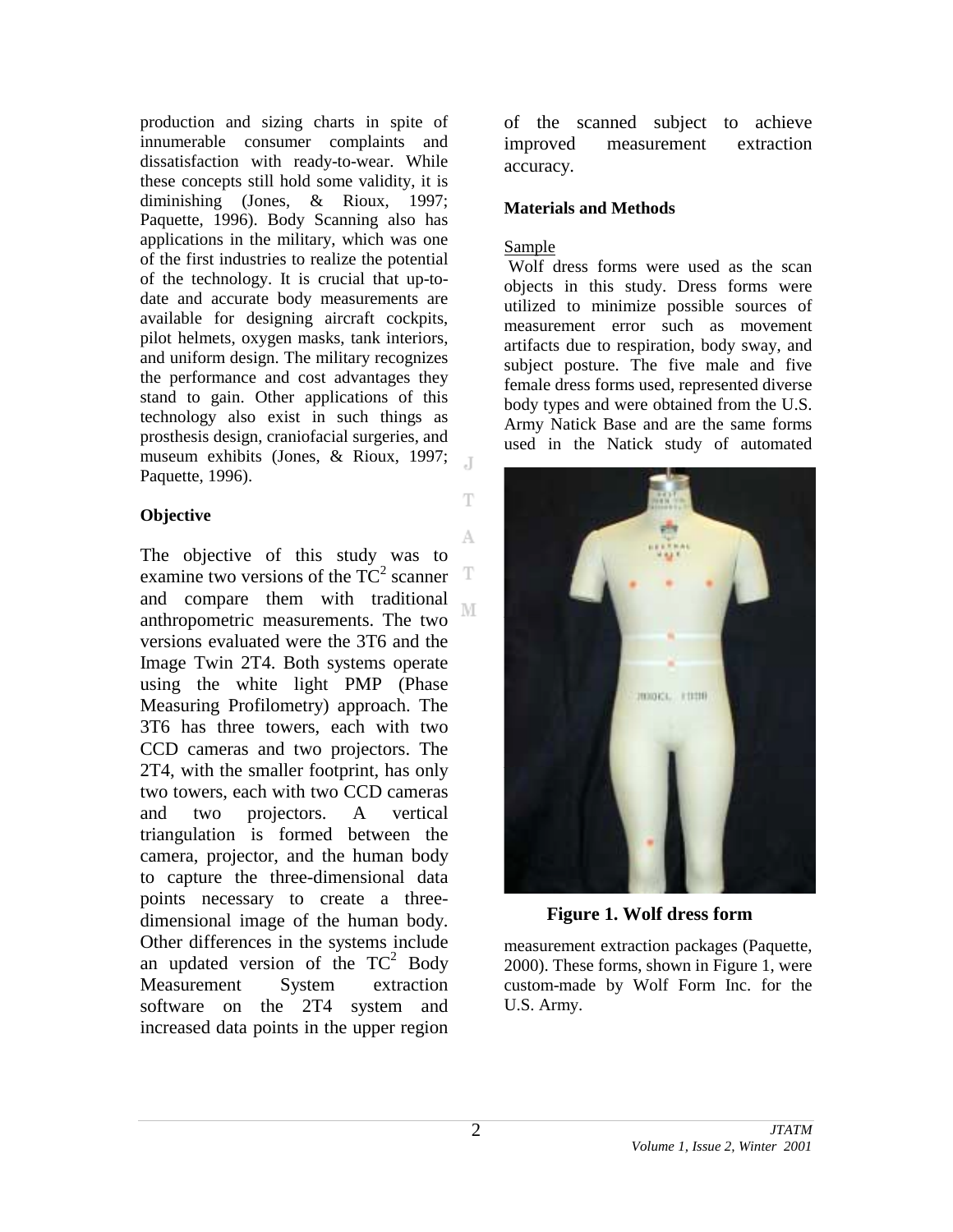production and sizing charts in spite of innumerable consumer complaints and dissatisfaction with ready-to-wear. While these concepts still hold some validity, it is diminishing (Jones, & Rioux, 1997; Paquette, 1996). Body Scanning also has applications in the military, which was one of the first industries to realize the potential of the technology. It is crucial that up-to-date and accurate body measurements are available for designing aircraft cockpits, pilot helmets, oxygen masks, tank interiors, and uniform design. The military recognizes the performance and cost advantages they stand to gain. Other applications of this technology also exist in such things as prosthesis design, craniofacial surgeries, and museum exhibits (Jones, & Rioux, 1997; Paquette, 1996).

**Objective**

The objective of this study was to examine two versions of the $TC^2$ scanner and compare them with traditional anthropometric measurements. The two versions evaluated were the 3T6 and the Image Twin 2T4. Both systems operate using the white light PMP (Phase Measuring Profilometry) approach. The 3T6 has three towers, each with two CCD cameras and two projectors. The 2T4, with the smaller footprint, has only two towers, each with two CCD cameras and two projectors. A vertical triangulation is formed between the camera, projector, and the human body to capture the three-dimensional data points necessary to create a three-dimensional image of the human body. Other differences in the systems include an updated version of the $TC^2$ Body Measurement System extraction software on the 2T4 system and increased data points in the upper region of the scanned subject to achieve improved measurement extraction accuracy.

**Materials and Methods**

Sample

Wolf dress forms were used as the scan objects in this study. Dress forms were utilized to minimize possible sources of measurement error such as movement artifacts due to respiration, body sway, and subject posture. The five male and five female dress forms used, represented diverse body types and were obtained from the U.S. Army Natick Base and are the same forms used in the Natick study of automated measurement extraction packages (Paquette, 2000). These forms, shown in Figure 1, were custom-made by Wolf Form Inc. for the U.S. Army.

**Figure 1. Wolf dress form**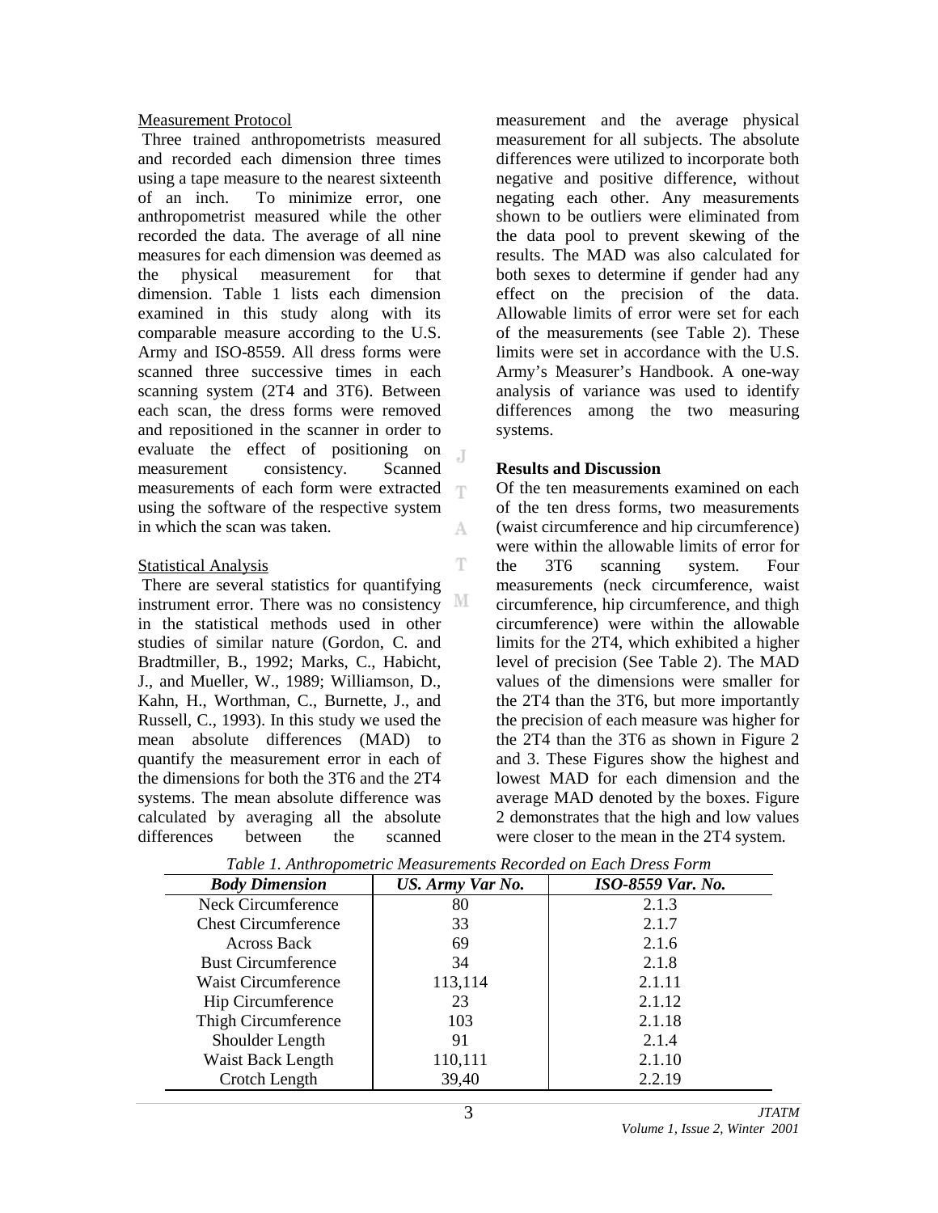<u>Measurement Protocol</u>

Three trained anthropometrists measured and recorded each dimension three times using a tape measure to the nearest sixteenth of an inch. To minimize error, one anthropometrist measured while the other recorded the data. The average of all nine measures for each dimension was deemed as the physical measurement for that dimension. Table 1 lists each dimension examined in this study along with its comparable measure according to the U.S. Army and ISO-8559. All dress forms were scanned three successive times in each scanning system (2T4 and 3T6). Between each scan, the dress forms were removed and repositioned in the scanner in order to evaluate the effect of positioning on measurement consistency. Scanned measurements of each form were extracted using the software of the respective system in which the scan was taken.

<u>Statistical Analysis</u>

There are several statistics for quantifying instrument error. There was no consistency in the statistical methods used in other studies of similar nature (Gordon, C. and Bradtmiller, B., 1992; Marks, C., Habicht, J., and Mueller, W., 1989; Williamson, D., Kahn, H., Worthman, C., Burnette, J., and Russell, C., 1993). In this study we used the mean absolute differences (MAD) to quantify the measurement error in each of the dimensions for both the 3T6 and the 2T4 systems. The mean absolute difference was calculated by averaging all the absolute differences between the scanned measurement and the average physical measurement for all subjects. The absolute differences were utilized to incorporate both negative and positive difference, without negating each other. Any measurements shown to be outliers were eliminated from the data pool to prevent skewing of the results. The MAD was also calculated for both sexes to determine if gender had any effect on the precision of the data. Allowable limits of error were set for each of the measurements (see Table 2). These limits were set in accordance with the U.S. Army's Measurer's Handbook. A one-way analysis of variance was used to identify differences among the two measuring systems.

## Results and Discussion

Of the ten measurements examined on each of the ten dress forms, two measurements (waist circumference and hip circumference) were within the allowable limits of error for the 3T6 scanning system. Four measurements (neck circumference, waist circumference, hip circumference, and thigh circumference) were within the allowable limits for the 2T4, which exhibited a higher level of precision (See Table 2). The MAD values of the dimensions were smaller for the 2T4 than the 3T6, but more importantly the precision of each measure was higher for the 2T4 than the 3T6 as shown in Figure 2 and 3. These Figures show the highest and lowest MAD for each dimension and the average MAD denoted by the boxes. Figure 2 demonstrates that the high and low values were closer to the mean in the 2T4 system.

*Table 1. Anthropometric Measurements Recorded on Each Dress Form*

| ***Body Dimension*** | ***US. Army Var No.*** | ***ISO-8559 Var. No.*** |
|---|---|---|
| Neck Circumference | 80 | 2.1.3 |
| Chest Circumference | 33 | 2.1.7 |
| Across Back | 69 | 2.1.6 |
| Bust Circumference | 34 | 2.1.8 |
| Waist Circumference | 113,114 | 2.1.11 |
| Hip Circumference | 23 | 2.1.12 |
| Thigh Circumference | 103 | 2.1.18 |
| Shoulder Length | 91 | 2.1.4 |
| Waist Back Length | 110,111 | 2.1.10 |
| Crotch Length | 39,40 | 2.2.19 |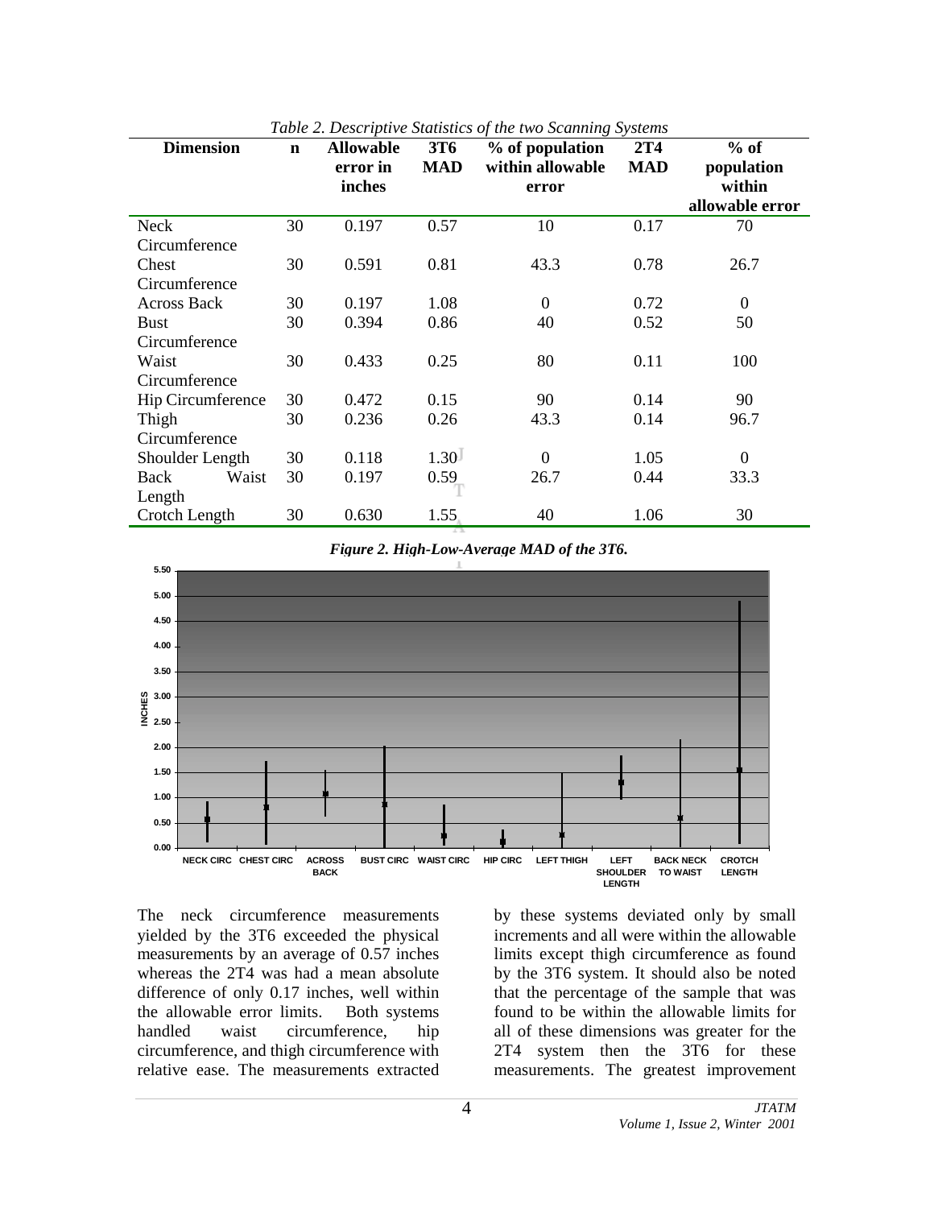*Table 2. Descriptive Statistics of the two Scanning Systems*

| Dimension | n | Allowable error in inches | 3T6 MAD | % of population within allowable error | 2T4 MAD | % of population within allowable error |
|---|---|---|---|---|---|---|
| Neck Circumference | 30 | 0.197 | 0.57 | 10 | 0.17 | 70 |
| Chest Circumference | 30 | 0.591 | 0.81 | 43.3 | 0.78 | 26.7 |
| Across Back | 30 | 0.197 | 1.08 | 0 | 0.72 | 0 |
| Bust Circumference | 30 | 0.394 | 0.86 | 40 | 0.52 | 50 |
| Waist Circumference | 30 | 0.433 | 0.25 | 80 | 0.11 | 100 |
| Hip Circumference | 30 | 0.472 | 0.15 | 90 | 0.14 | 90 |
| Thigh Circumference | 30 | 0.236 | 0.26 | 43.3 | 0.14 | 96.7 |
| Shoulder Length | 30 | 0.118 | 1.30 | 0 | 1.05 | 0 |
| Back Waist Length | 30 | 0.197 | 0.59 | 26.7 | 0.44 | 33.3 |
| Crotch Length | 30 | 0.630 | 1.55 | 40 | 1.06 | 30 |

***Figure 2. High-Low-Average MAD of the 3T6.***

INCHES

5.50
5.00
4.50
4.00
3.50
3.00
2.50
2.00
1.50
1.00
0.50
0.00

NECK CIRC, CHEST CIRC, ACROSS BACK, BUST CIRC, WAIST CIRC, HIP CIRC, LEFT THIGH, LEFT SHOULDER LENGTH, BACK NECK TO WAIST, CROTCH LENGTH

The neck circumference measurements yielded by the 3T6 exceeded the physical measurements by an average of 0.57 inches whereas the 2T4 was had a mean absolute difference of only 0.17 inches, well within the allowable error limits. Both systems handled waist circumference, hip circumference, and thigh circumference with relative ease. The measurements extracted by these systems deviated only by small increments and all were within the allowable limits except thigh circumference as found by the 3T6 system. It should also be noted that the percentage of the sample that was found to be within the allowable limits for all of these dimensions was greater for the 2T4 system then the 3T6 for these measurements. The greatest improvement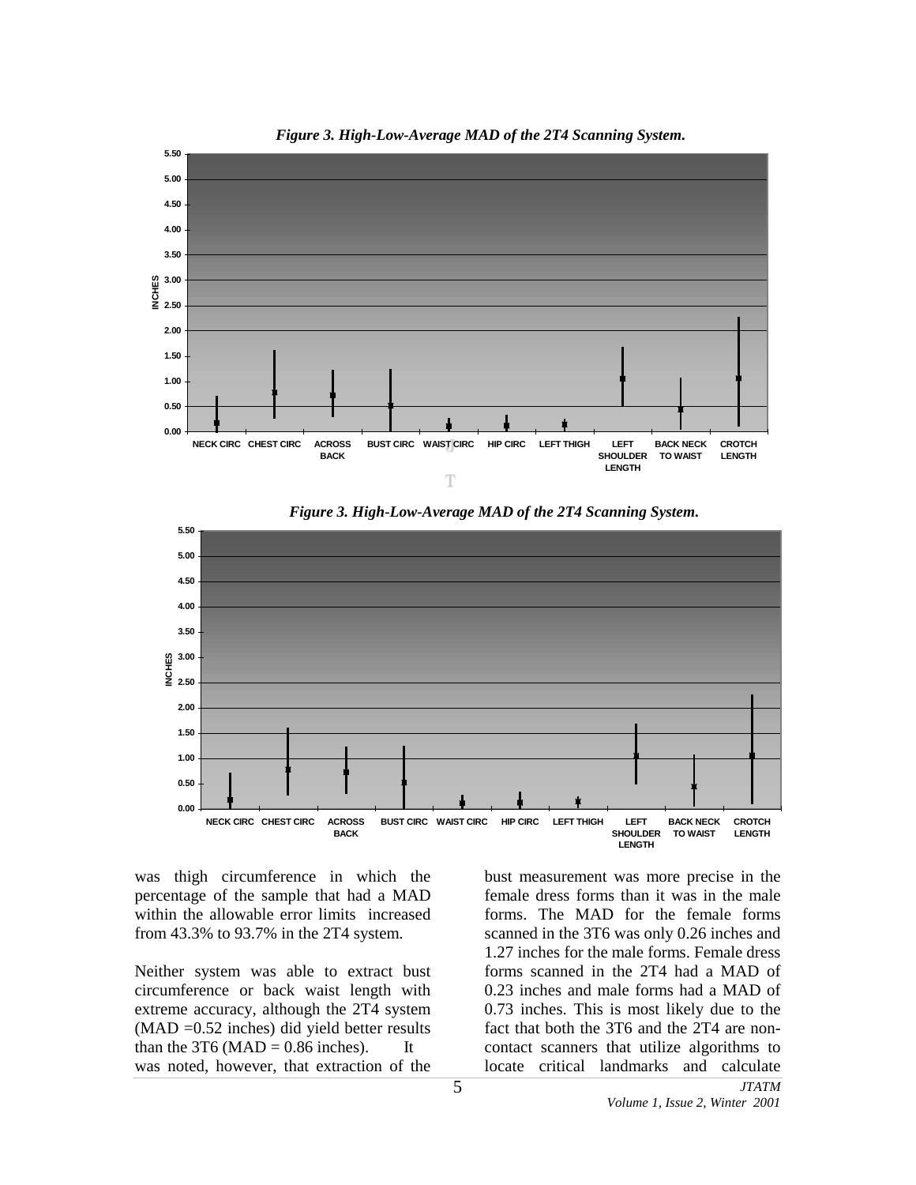*Figure 3. High-Low-Average MAD of the 2T4 Scanning System.*

INCHES

5.50
5.00
4.50
4.00
3.50
3.00
2.50
2.00
1.50
1.00
0.50
0.00

NECK CIRC
CHEST CIRC
ACROSS BACK
BUST CIRC
WAIST CIRC
HIP CIRC
LEFT THIGH
LEFT SHOULDER LENGTH
BACK NECK TO WAIST
CROTCH LENGTH

*Figure 3. High-Low-Average MAD of the 2T4 Scanning System.*

INCHES

5.50
5.00
4.50
4.00
3.50
3.00
2.50
2.00
1.50
1.00
0.50
0.00

NECK CIRC
CHEST CIRC
ACROSS BACK
BUST CIRC
WAIST CIRC
HIP CIRC
LEFT THIGH
LEFT SHOULDER LENGTH
BACK NECK TO WAIST
CROTCH LENGTH

was thigh circumference in which the percentage of the sample that had a MAD within the allowable error limits increased from 43.3% to 93.7% in the 2T4 system.

Neither system was able to extract bust circumference or back waist length with extreme accuracy, although the 2T4 system (MAD =0.52 inches) did yield better results than the 3T6 (MAD = 0.86 inches). It was noted, however, that extraction of the bust measurement was more precise in the female dress forms than it was in the male forms. The MAD for the female forms scanned in the 3T6 was only 0.26 inches and 1.27 inches for the male forms. Female dress forms scanned in the 2T4 had a MAD of 0.23 inches and male forms had a MAD of 0.73 inches. This is most likely due to the fact that both the 3T6 and the 2T4 are non-contact scanners that utilize algorithms to locate critical landmarks and calculate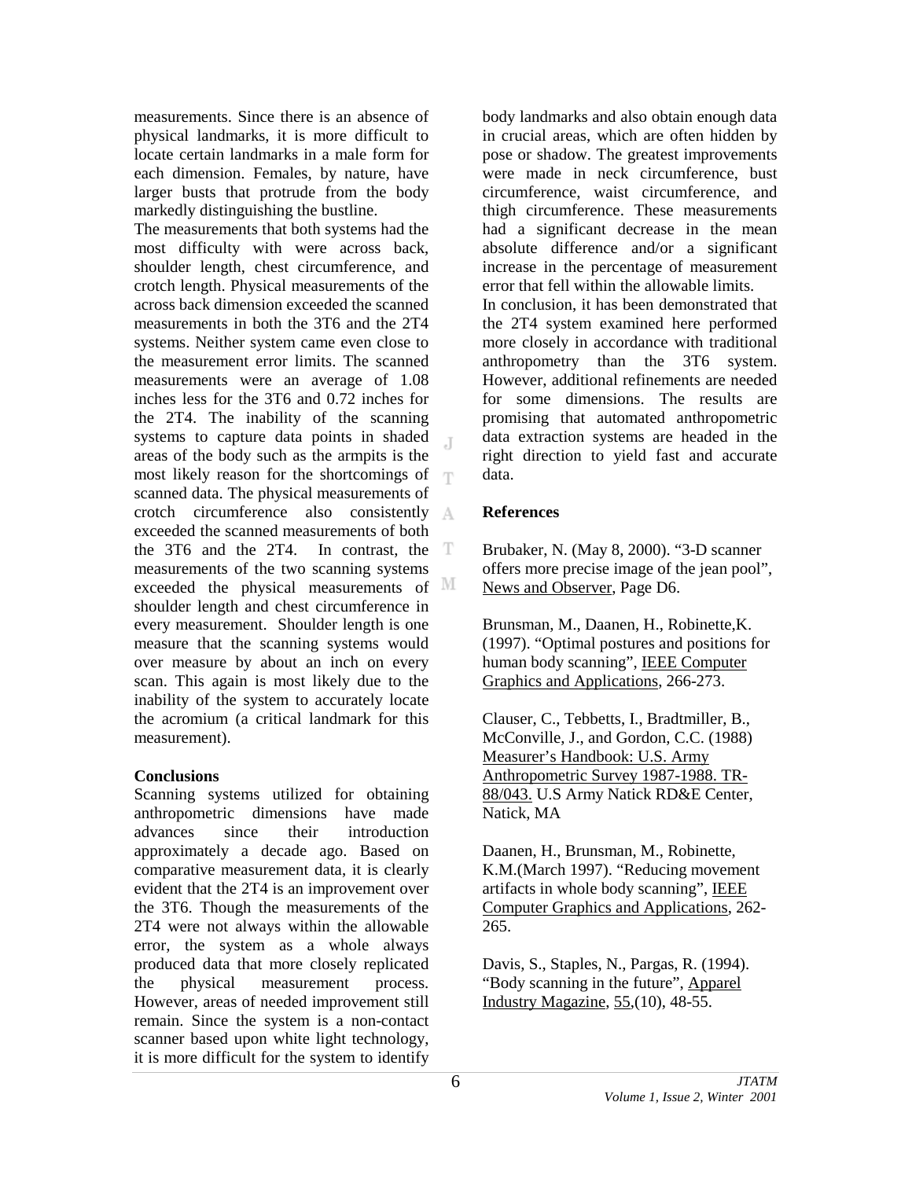measurements. Since there is an absence of physical landmarks, it is more difficult to locate certain landmarks in a male form for each dimension. Females, by nature, have larger busts that protrude from the body markedly distinguishing the bustline.

The measurements that both systems had the most difficulty with were across back, shoulder length, chest circumference, and crotch length. Physical measurements of the across back dimension exceeded the scanned measurements in both the 3T6 and the 2T4 systems. Neither system came even close to the measurement error limits. The scanned measurements were an average of 1.08 inches less for the 3T6 and 0.72 inches for the 2T4. The inability of the scanning systems to capture data points in shaded areas of the body such as the armpits is the most likely reason for the shortcomings of scanned data. The physical measurements of crotch circumference also consistently exceeded the scanned measurements of both the 3T6 and the 2T4. In contrast, the measurements of the two scanning systems exceeded the physical measurements of shoulder length and chest circumference in every measurement. Shoulder length is one measure that the scanning systems would over measure by about an inch on every scan. This again is most likely due to the inability of the system to accurately locate the acromium (a critical landmark for this measurement).

## Conclusions

Scanning systems utilized for obtaining anthropometric dimensions have made advances since their introduction approximately a decade ago. Based on comparative measurement data, it is clearly evident that the 2T4 is an improvement over the 3T6. Though the measurements of the 2T4 were not always within the allowable error, the system as a whole always produced data that more closely replicated the physical measurement process. However, areas of needed improvement still remain. Since the system is a non-contact scanner based upon white light technology, it is more difficult for the system to identify body landmarks and also obtain enough data in crucial areas, which are often hidden by pose or shadow. The greatest improvements were made in neck circumference, bust circumference, waist circumference, and thigh circumference. These measurements had a significant decrease in the mean absolute difference and/or a significant increase in the percentage of measurement error that fell within the allowable limits.

In conclusion, it has been demonstrated that the 2T4 system examined here performed more closely in accordance with traditional anthropometry than the 3T6 system. However, additional refinements are needed for some dimensions. The results are promising that automated anthropometric data extraction systems are headed in the right direction to yield fast and accurate data.

## References

Brubaker, N. (May 8, 2000). "3-D scanner offers more precise image of the jean pool", News and Observer, Page D6.

Brunsman, M., Daanen, H., Robinette,K. (1997). "Optimal postures and positions for human body scanning", IEEE Computer Graphics and Applications, 266-273.

Clauser, C., Tebbetts, I., Bradtmiller, B., McConville, J., and Gordon, C.C. (1988) Measurer's Handbook: U.S. Army Anthropometric Survey 1987-1988. TR-88/043. U.S Army Natick RD&E Center, Natick, MA

Daanen, H., Brunsman, M., Robinette, K.M.(March 1997). "Reducing movement artifacts in whole body scanning", IEEE Computer Graphics and Applications, 262-265.

Davis, S., Staples, N., Pargas, R. (1994). "Body scanning in the future", Apparel Industry Magazine, 55,(10), 48-55.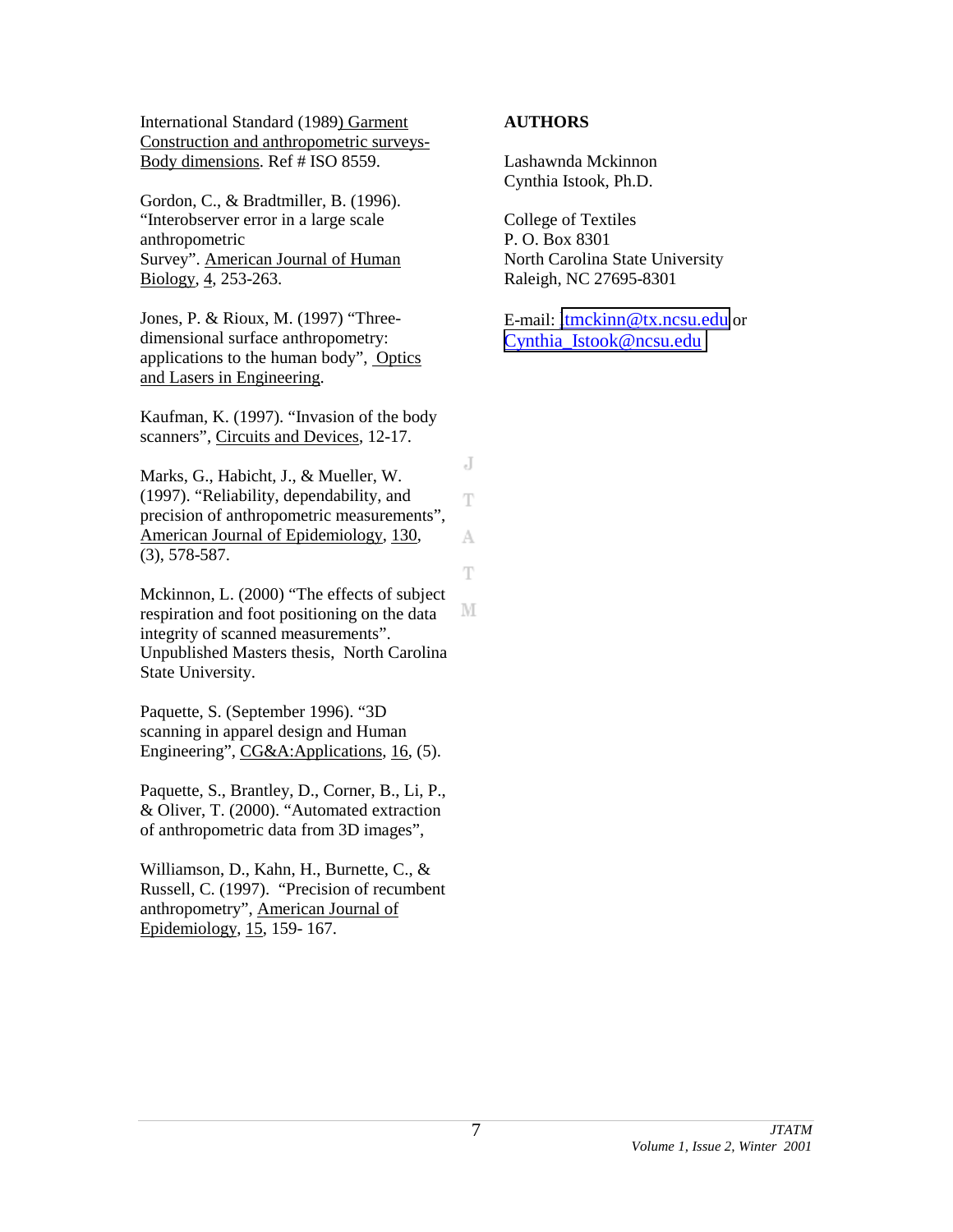International Standard (1989) Garment Construction and anthropometric surveys- Body dimensions. Ref # ISO 8559.

Gordon, C., & Bradtmiller, B. (1996). "Interobserver error in a large scale anthropometric Survey". American Journal of Human Biology, 4, 253-263.

Jones, P. & Rioux, M. (1997) "Three-dimensional surface anthropometry: applications to the human body", Optics and Lasers in Engineering.

Kaufman, K. (1997). "Invasion of the body scanners", Circuits and Devices, 12-17.

Marks, G., Habicht, J., & Mueller, W. (1997). "Reliability, dependability, and precision of anthropometric measurements", American Journal of Epidemiology, 130, (3), 578-587.

Mckinnon, L. (2000) "The effects of subject respiration and foot positioning on the data integrity of scanned measurements". Unpublished Masters thesis, North Carolina State University.

Paquette, S. (September 1996). "3D scanning in apparel design and Human Engineering", CG&A:Applications, 16, (5).

Paquette, S., Brantley, D., Corner, B., Li, P., & Oliver, T. (2000). "Automated extraction of anthropometric data from 3D images",

Williamson, D., Kahn, H., Burnette, C., & Russell, C. (1997). "Precision of recumbent anthropometry", American Journal of Epidemiology, 15, 159- 167.

**AUTHORS**

Lashawnda Mckinnon
Cynthia Istook, Ph.D.

College of Textiles
P. O. Box 8301
North Carolina State University
Raleigh, NC 27695-8301

E-mail: ltmckinn@tx.ncsu.edu or Cynthia_Istook@ncsu.edu